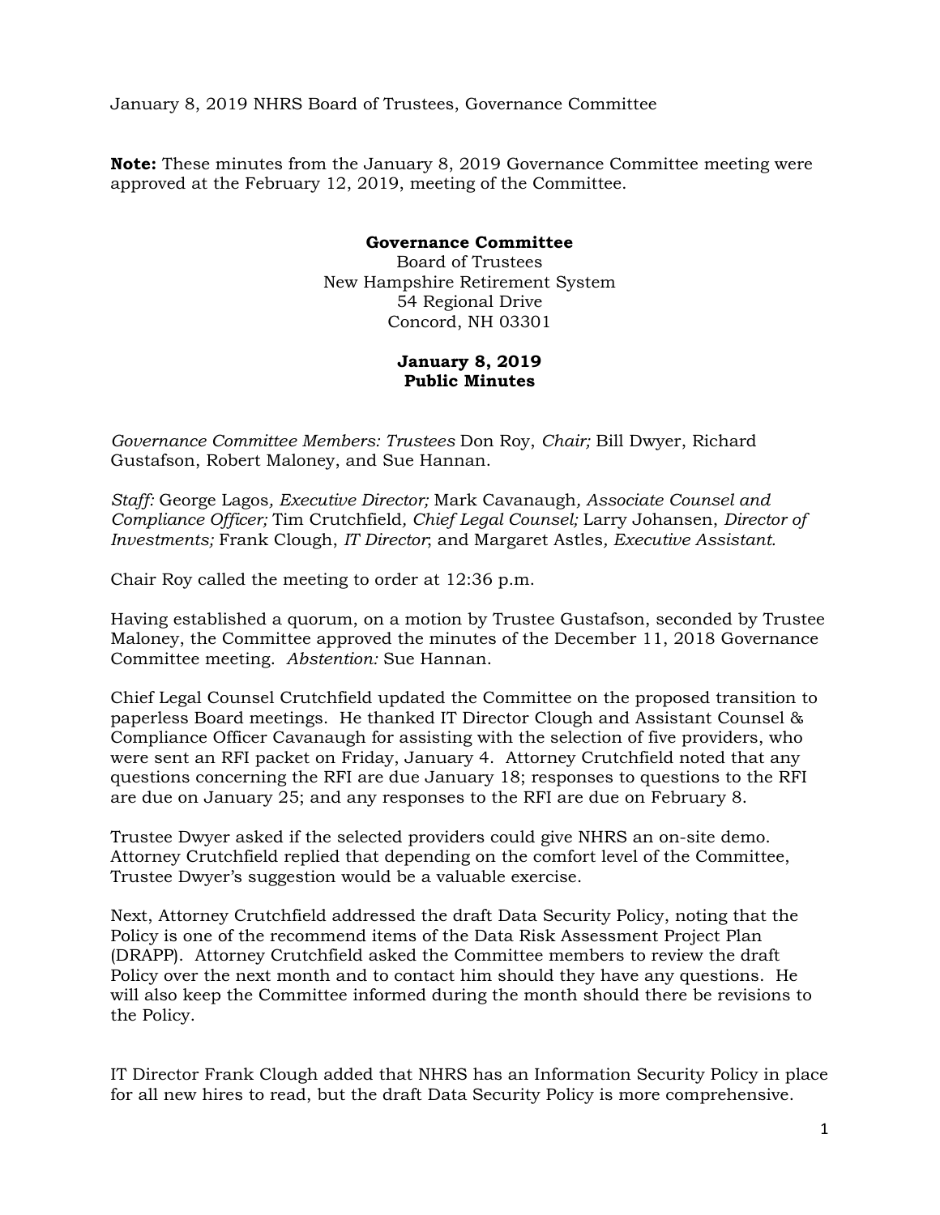January 8, 2019 NHRS Board of Trustees, Governance Committee

**Note:** These minutes from the January 8, 2019 Governance Committee meeting were approved at the February 12, 2019, meeting of the Committee.

**Governance Committee**
Board of Trustees
New Hampshire Retirement System
54 Regional Drive
Concord, NH 03301

**January 8, 2019**
**Public Minutes**

*Governance Committee Members: Trustees* Don Roy, *Chair;* Bill Dwyer, Richard Gustafson, Robert Maloney, and Sue Hannan.

*Staff:* George Lagos*, Executive Director;* Mark Cavanaugh*, Associate Counsel and Compliance Officer;* Tim Crutchfield*, Chief Legal Counsel;* Larry Johansen, *Director of Investments;* Frank Clough, *IT Director*; and Margaret Astles*, Executive Assistant.*

Chair Roy called the meeting to order at 12:36 p.m.

Having established a quorum, on a motion by Trustee Gustafson, seconded by Trustee Maloney, the Committee approved the minutes of the December 11, 2018 Governance Committee meeting. *Abstention:* Sue Hannan.

Chief Legal Counsel Crutchfield updated the Committee on the proposed transition to paperless Board meetings. He thanked IT Director Clough and Assistant Counsel & Compliance Officer Cavanaugh for assisting with the selection of five providers, who were sent an RFI packet on Friday, January 4. Attorney Crutchfield noted that any questions concerning the RFI are due January 18; responses to questions to the RFI are due on January 25; and any responses to the RFI are due on February 8.

Trustee Dwyer asked if the selected providers could give NHRS an on-site demo. Attorney Crutchfield replied that depending on the comfort level of the Committee, Trustee Dwyer's suggestion would be a valuable exercise.

Next, Attorney Crutchfield addressed the draft Data Security Policy, noting that the Policy is one of the recommend items of the Data Risk Assessment Project Plan (DRAPP). Attorney Crutchfield asked the Committee members to review the draft Policy over the next month and to contact him should they have any questions. He will also keep the Committee informed during the month should there be revisions to the Policy.

IT Director Frank Clough added that NHRS has an Information Security Policy in place for all new hires to read, but the draft Data Security Policy is more comprehensive.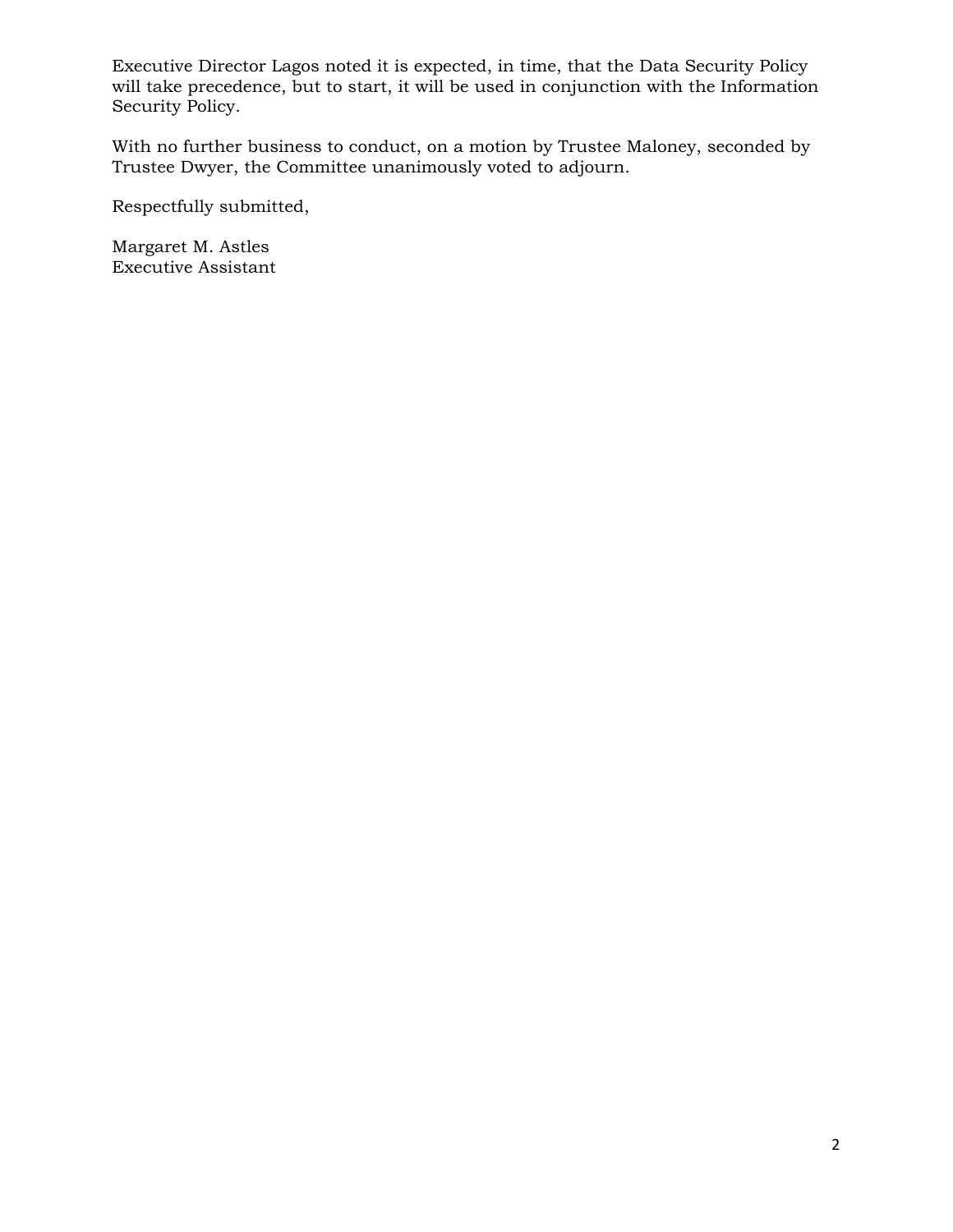Executive Director Lagos noted it is expected, in time, that the Data Security Policy will take precedence, but to start, it will be used in conjunction with the Information Security Policy.

With no further business to conduct, on a motion by Trustee Maloney, seconded by Trustee Dwyer, the Committee unanimously voted to adjourn.

Respectfully submitted,

Margaret M. Astles
Executive Assistant